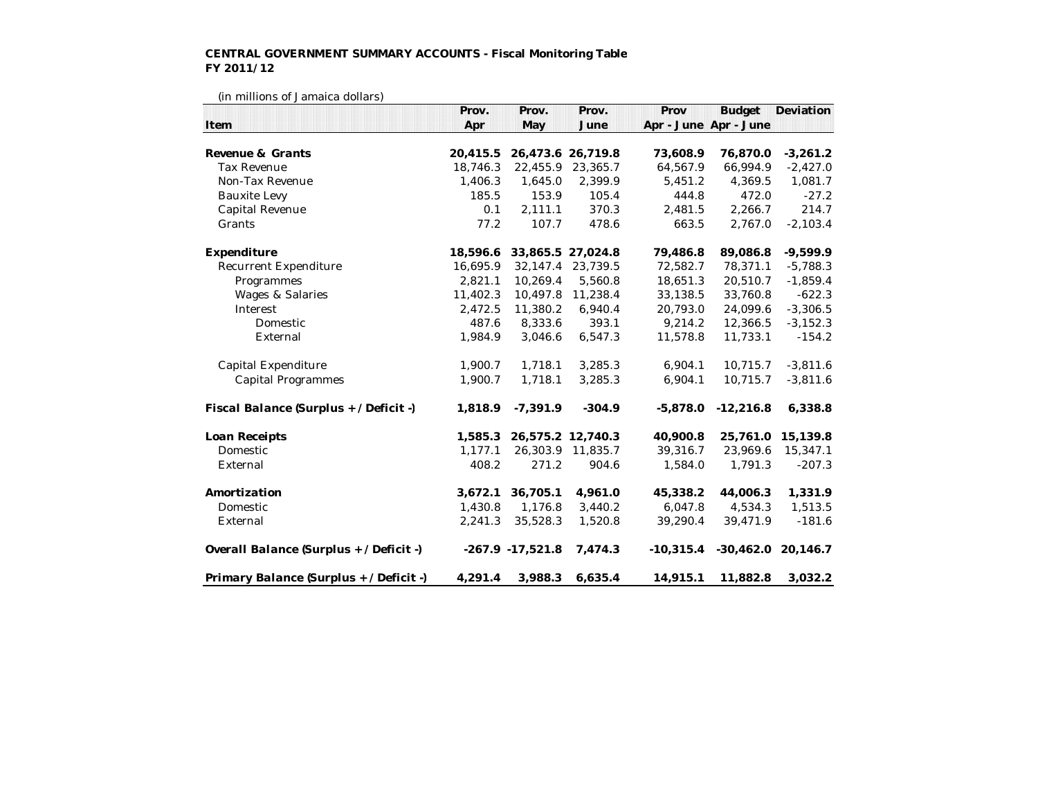**CENTRAL GOVERNMENT SUMMARY ACCOUNTS - Fiscal Monitoring Table**
**FY 2011/12**

(in millions of Jamaica dollars)

| Item | Prov. Apr | Prov. May | Prov. June | Prov Apr - June | Budget Apr - June | Deviation |
|---|---|---|---|---|---|---|
| **Revenue & Grants** | **20,415.5** | **26,473.6** | **26,719.8** | **73,608.9** | **76,870.0** | **-3,261.2** |
| Tax Revenue | 18,746.3 | 22,455.9 | 23,365.7 | 64,567.9 | 66,994.9 | -2,427.0 |
| Non-Tax Revenue | 1,406.3 | 1,645.0 | 2,399.9 | 5,451.2 | 4,369.5 | 1,081.7 |
| Bauxite Levy | 185.5 | 153.9 | 105.4 | 444.8 | 472.0 | -27.2 |
| Capital Revenue | 0.1 | 2,111.1 | 370.3 | 2,481.5 | 2,266.7 | 214.7 |
| Grants | 77.2 | 107.7 | 478.6 | 663.5 | 2,767.0 | -2,103.4 |
| **Expenditure** | **18,596.6** | **33,865.5** | **27,024.8** | **79,486.8** | **89,086.8** | **-9,599.9** |
| Recurrent Expenditure | 16,695.9 | 32,147.4 | 23,739.5 | 72,582.7 | 78,371.1 | -5,788.3 |
| Programmes | 2,821.1 | 10,269.4 | 5,560.8 | 18,651.3 | 20,510.7 | -1,859.4 |
| Wages & Salaries | 11,402.3 | 10,497.8 | 11,238.4 | 33,138.5 | 33,760.8 | -622.3 |
| Interest | 2,472.5 | 11,380.2 | 6,940.4 | 20,793.0 | 24,099.6 | -3,306.5 |
| Domestic | 487.6 | 8,333.6 | 393.1 | 9,214.2 | 12,366.5 | -3,152.3 |
| External | 1,984.9 | 3,046.6 | 6,547.3 | 11,578.8 | 11,733.1 | -154.2 |
| Capital Expenditure | 1,900.7 | 1,718.1 | 3,285.3 | 6,904.1 | 10,715.7 | -3,811.6 |
| Capital Programmes | 1,900.7 | 1,718.1 | 3,285.3 | 6,904.1 | 10,715.7 | -3,811.6 |
| **Fiscal Balance (Surplus + / Deficit -)** | **1,818.9** | **-7,391.9** | **-304.9** | **-5,878.0** | **-12,216.8** | **6,338.8** |
| **Loan Receipts** | **1,585.3** | **26,575.2** | **12,740.3** | **40,900.8** | **25,761.0** | **15,139.8** |
| Domestic | 1,177.1 | 26,303.9 | 11,835.7 | 39,316.7 | 23,969.6 | 15,347.1 |
| External | 408.2 | 271.2 | 904.6 | 1,584.0 | 1,791.3 | -207.3 |
| **Amortization** | **3,672.1** | **36,705.1** | **4,961.0** | **45,338.2** | **44,006.3** | **1,331.9** |
| Domestic | 1,430.8 | 1,176.8 | 3,440.2 | 6,047.8 | 4,534.3 | 1,513.5 |
| External | 2,241.3 | 35,528.3 | 1,520.8 | 39,290.4 | 39,471.9 | -181.6 |
| **Overall Balance (Surplus + / Deficit -)** | **-267.9** | **-17,521.8** | **7,474.3** | **-10,315.4** | **-30,462.0** | **20,146.7** |
| **Primary Balance (Surplus + / Deficit -)** | **4,291.4** | **3,988.3** | **6,635.4** | **14,915.1** | **11,882.8** | **3,032.2** |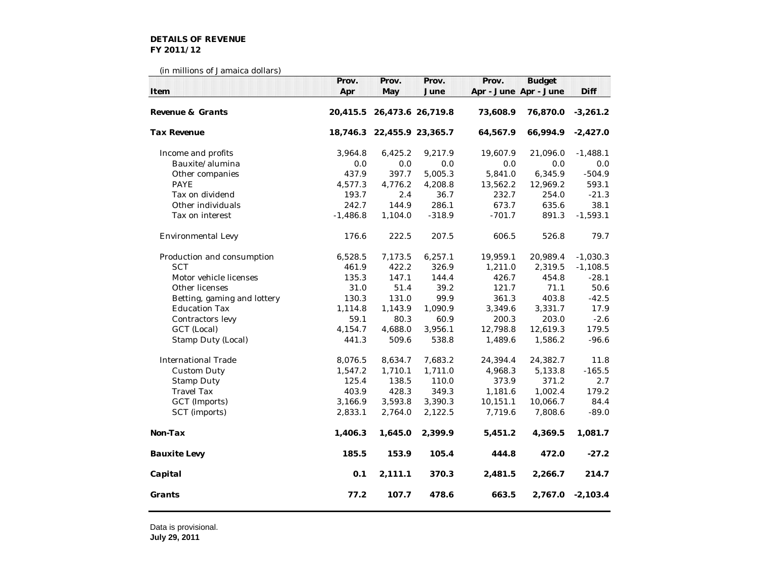**DETAILS OF REVENUE**
**FY 2011/12**

(in millions of Jamaica dollars)

| Item | Prov. Apr | Prov. May | Prov. June | Prov. Apr - June | Budget Apr - June | Diff |
|---|---|---|---|---|---|---|
| **Revenue & Grants** | **20,415.5** | **26,473.6** | **26,719.8** | **73,608.9** | **76,870.0** | **-3,261.2** |
| **Tax Revenue** | **18,746.3** | **22,455.9** | **23,365.7** | **64,567.9** | **66,994.9** | **-2,427.0** |
| Income and profits | 3,964.8 | 6,425.2 | 9,217.9 | 19,607.9 | 21,096.0 | -1,488.1 |
| Bauxite/alumina | 0.0 | 0.0 | 0.0 | 0.0 | 0.0 | 0.0 |
| Other companies | 437.9 | 397.7 | 5,005.3 | 5,841.0 | 6,345.9 | -504.9 |
| PAYE | 4,577.3 | 4,776.2 | 4,208.8 | 13,562.2 | 12,969.2 | 593.1 |
| Tax on dividend | 193.7 | 2.4 | 36.7 | 232.7 | 254.0 | -21.3 |
| Other individuals | 242.7 | 144.9 | 286.1 | 673.7 | 635.6 | 38.1 |
| Tax on interest | -1,486.8 | 1,104.0 | -318.9 | -701.7 | 891.3 | -1,593.1 |
| Environmental Levy | 176.6 | 222.5 | 207.5 | 606.5 | 526.8 | 79.7 |
| Production and consumption | 6,528.5 | 7,173.5 | 6,257.1 | 19,959.1 | 20,989.4 | -1,030.3 |
| SCT | 461.9 | 422.2 | 326.9 | 1,211.0 | 2,319.5 | -1,108.5 |
| Motor vehicle licenses | 135.3 | 147.1 | 144.4 | 426.7 | 454.8 | -28.1 |
| Other licenses | 31.0 | 51.4 | 39.2 | 121.7 | 71.1 | 50.6 |
| Betting, gaming and lottery | 130.3 | 131.0 | 99.9 | 361.3 | 403.8 | -42.5 |
| Education Tax | 1,114.8 | 1,143.9 | 1,090.9 | 3,349.6 | 3,331.7 | 17.9 |
| Contractors levy | 59.1 | 80.3 | 60.9 | 200.3 | 203.0 | -2.6 |
| GCT (Local) | 4,154.7 | 4,688.0 | 3,956.1 | 12,798.8 | 12,619.3 | 179.5 |
| Stamp Duty (Local) | 441.3 | 509.6 | 538.8 | 1,489.6 | 1,586.2 | -96.6 |
| International Trade | 8,076.5 | 8,634.7 | 7,683.2 | 24,394.4 | 24,382.7 | 11.8 |
| Custom Duty | 1,547.2 | 1,710.1 | 1,711.0 | 4,968.3 | 5,133.8 | -165.5 |
| Stamp Duty | 125.4 | 138.5 | 110.0 | 373.9 | 371.2 | 2.7 |
| Travel Tax | 403.9 | 428.3 | 349.3 | 1,181.6 | 1,002.4 | 179.2 |
| GCT (Imports) | 3,166.9 | 3,593.8 | 3,390.3 | 10,151.1 | 10,066.7 | 84.4 |
| SCT (imports) | 2,833.1 | 2,764.0 | 2,122.5 | 7,719.6 | 7,808.6 | -89.0 |
| **Non-Tax** | **1,406.3** | **1,645.0** | **2,399.9** | **5,451.2** | **4,369.5** | **1,081.7** |
| **Bauxite Levy** | **185.5** | **153.9** | **105.4** | **444.8** | **472.0** | **-27.2** |
| **Capital** | **0.1** | **2,111.1** | **370.3** | **2,481.5** | **2,266.7** | **214.7** |
| **Grants** | **77.2** | **107.7** | **478.6** | **663.5** | **2,767.0** | **-2,103.4** |

Data is provisional.
**July 29, 2011**